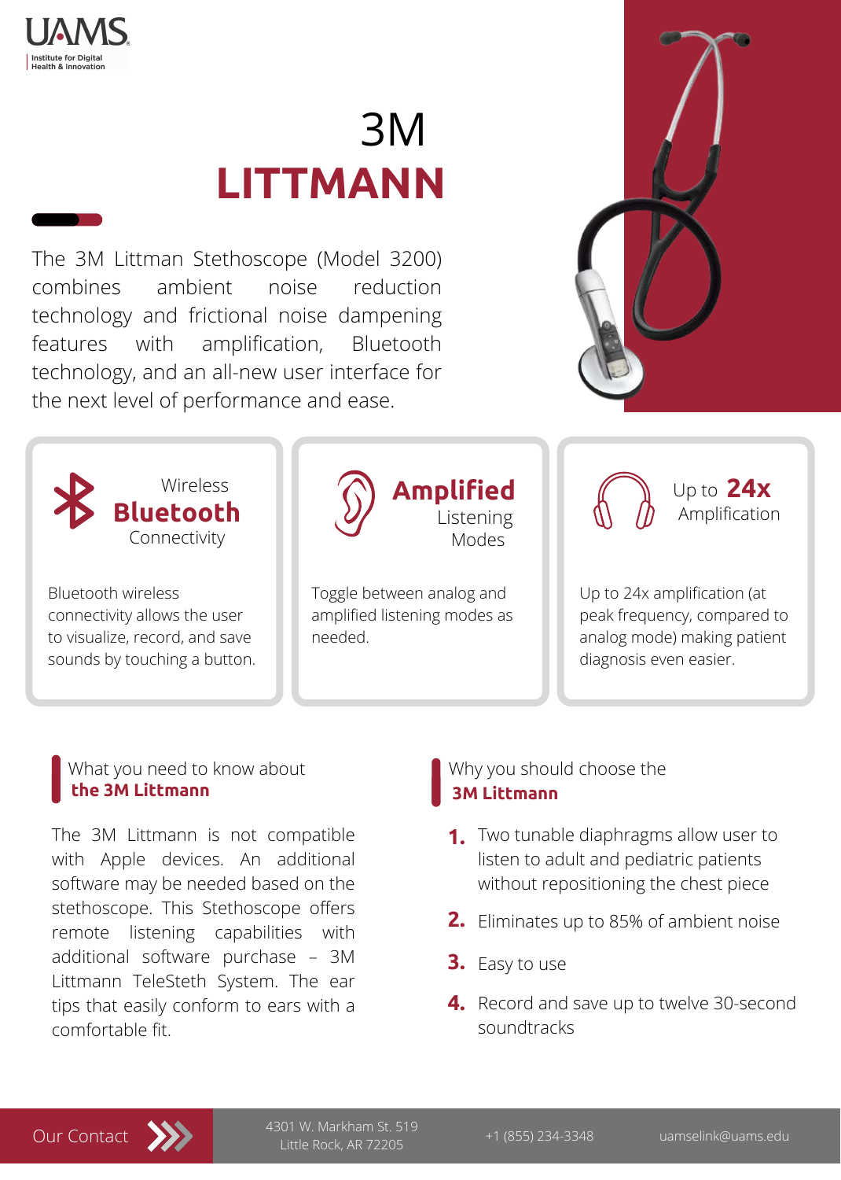UAMS Institute for Digital Health & Innovation

# 3M **LITTMANN**

The 3M Littman Stethoscope (Model 3200) combines ambient noise reduction technology and frictional noise dampening features with amplification, Bluetooth technology, and an all-new user interface for the next level of performance and ease.

### Wireless **Bluetooth** Connectivity

Bluetooth wireless connectivity allows the user to visualize, record, and save sounds by touching a button.

### **Amplified** Listening Modes

Toggle between analog and amplified listening modes as needed.

### Up to **24x** Amplification

Up to 24x amplification (at peak frequency, compared to analog mode) making patient diagnosis even easier.

## What you need to know about **the 3M Littmann**

The 3M Littmann is not compatible with Apple devices. An additional software may be needed based on the stethoscope. This Stethoscope offers remote listening capabilities with additional software purchase – 3M Littmann TeleSteth System. The ear tips that easily conform to ears with a comfortable fit.

## Why you should choose the **3M Littmann**

1. Two tunable diaphragms allow user to listen to adult and pediatric patients without repositioning the chest piece
2. Eliminates up to 85% of ambient noise
3. Easy to use
4. Record and save up to twelve 30-second soundtracks

Our Contact

4301 W. Markham St. 519
Little Rock, AR 72205

+1 (855) 234-3348

uamselink@uams.edu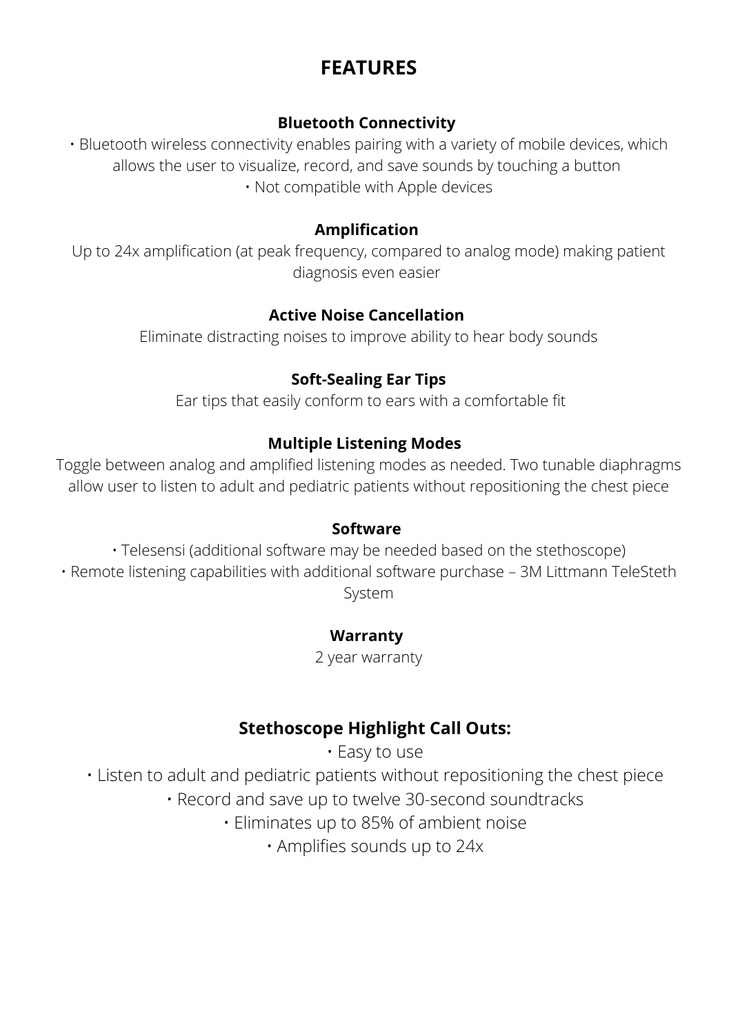# FEATURES

### Bluetooth Connectivity

- Bluetooth wireless connectivity enables pairing with a variety of mobile devices, which allows the user to visualize, record, and save sounds by touching a button
- Not compatible with Apple devices

### Amplification

Up to 24x amplification (at peak frequency, compared to analog mode) making patient diagnosis even easier

### Active Noise Cancellation

Eliminate distracting noises to improve ability to hear body sounds

### Soft-Sealing Ear Tips

Ear tips that easily conform to ears with a comfortable fit

### Multiple Listening Modes

Toggle between analog and amplified listening modes as needed. Two tunable diaphragms allow user to listen to adult and pediatric patients without repositioning the chest piece

### Software

- Telesensi (additional software may be needed based on the stethoscope)
- Remote listening capabilities with additional software purchase – 3M Littmann TeleSteth System

### Warranty

2 year warranty

## Stethoscope Highlight Call Outs:

- Easy to use
- Listen to adult and pediatric patients without repositioning the chest piece
- Record and save up to twelve 30-second soundtracks
- Eliminates up to 85% of ambient noise
- Amplifies sounds up to 24x